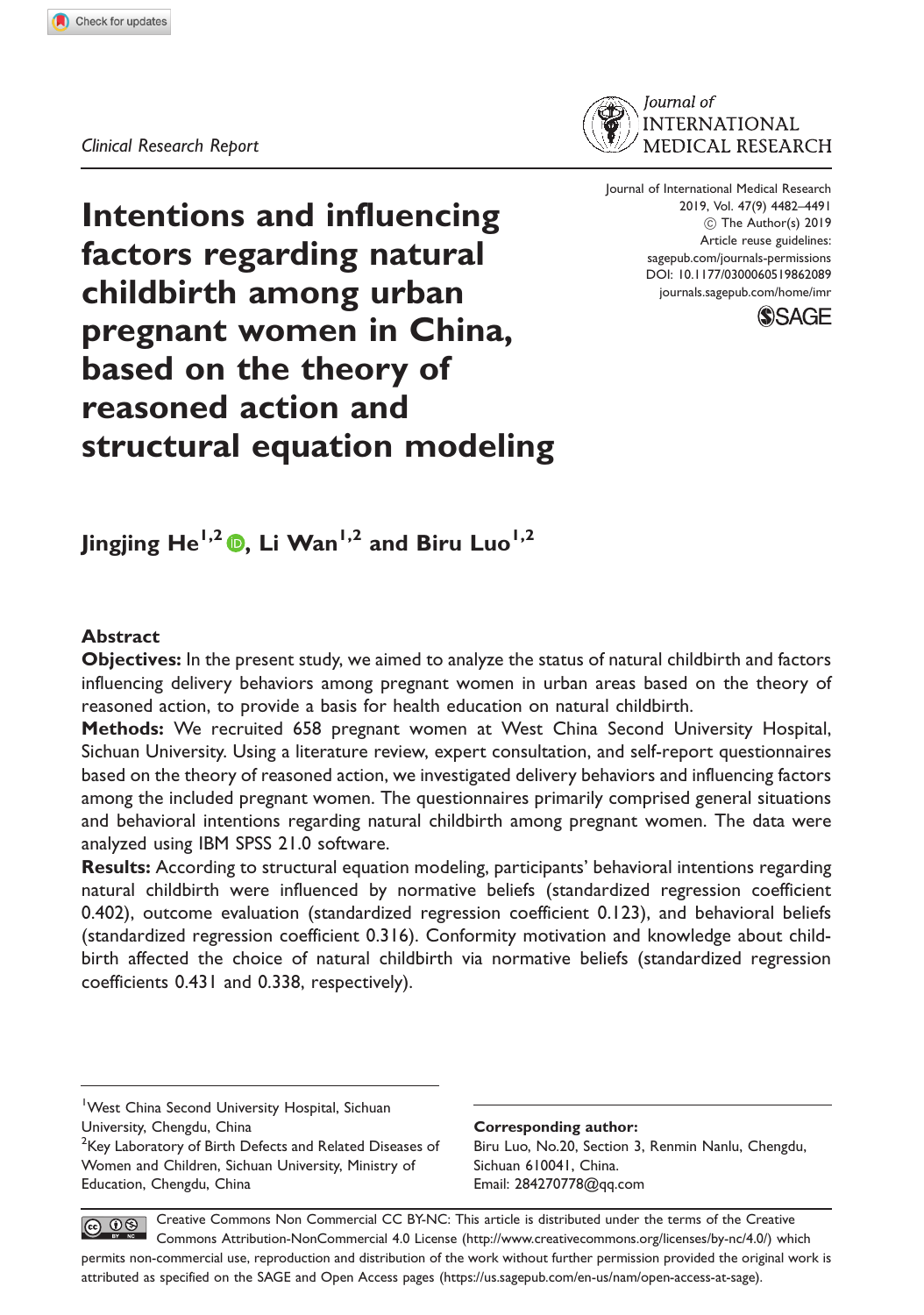Clinical Research Report

# Intentions and influencing factors regarding natural childbirth among urban pregnant women in China, based on the theory of reasoned action and structural equation modeling

Journal of International Medical Research
2019, Vol. 47(9) 4482–4491
© The Author(s) 2019
Article reuse guidelines:
sagepub.com/journals-permissions
DOI: 10.1177/0300060519862089
journals.sagepub.com/home/imr

**Jingjing He[1,2], Li Wan[1,2] and Biru Luo[1,2]**

## Abstract

**Objectives:** In the present study, we aimed to analyze the status of natural childbirth and factors influencing delivery behaviors among pregnant women in urban areas based on the theory of reasoned action, to provide a basis for health education on natural childbirth.

**Methods:** We recruited 658 pregnant women at West China Second University Hospital, Sichuan University. Using a literature review, expert consultation, and self-report questionnaires based on the theory of reasoned action, we investigated delivery behaviors and influencing factors among the included pregnant women. The questionnaires primarily comprised general situations and behavioral intentions regarding natural childbirth among pregnant women. The data were analyzed using IBM SPSS 21.0 software.

**Results:** According to structural equation modeling, participants' behavioral intentions regarding natural childbirth were influenced by normative beliefs (standardized regression coefficient 0.402), outcome evaluation (standardized regression coefficient 0.123), and behavioral beliefs (standardized regression coefficient 0.316). Conformity motivation and knowledge about childbirth affected the choice of natural childbirth via normative beliefs (standardized regression coefficients 0.431 and 0.338, respectively).

[1]West China Second University Hospital, Sichuan University, Chengdu, China
[2]Key Laboratory of Birth Defects and Related Diseases of Women and Children, Sichuan University, Ministry of Education, Chengdu, China

**Corresponding author:**
Biru Luo, No.20, Section 3, Renmin Nanlu, Chengdu, Sichuan 610041, China.
Email: 284270778@qq.com

Creative Commons Non Commercial CC BY-NC: This article is distributed under the terms of the Creative Commons Attribution-NonCommercial 4.0 License (http://www.creativecommons.org/licenses/by-nc/4.0/) which permits non-commercial use, reproduction and distribution of the work without further permission provided the original work is attributed as specified on the SAGE and Open Access pages (https://us.sagepub.com/en-us/nam/open-access-at-sage).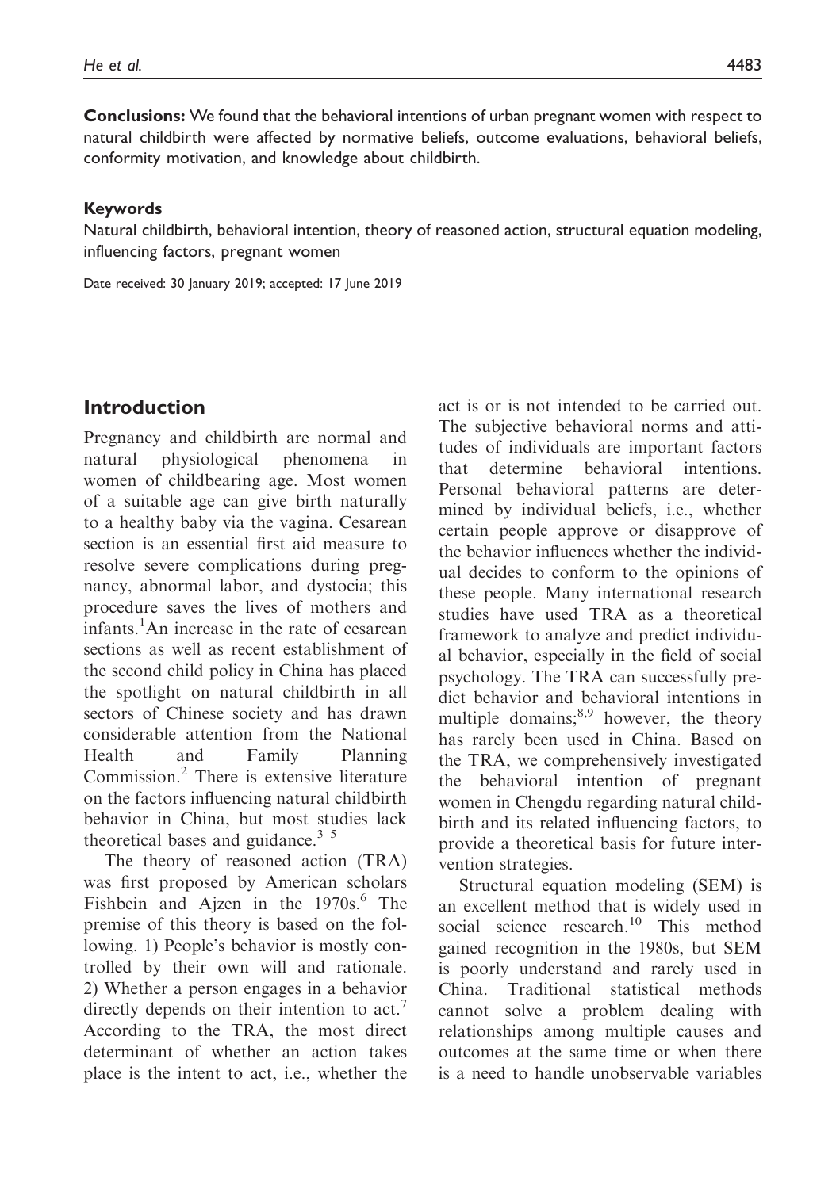**Conclusions:** We found that the behavioral intentions of urban pregnant women with respect to natural childbirth were affected by normative beliefs, outcome evaluations, behavioral beliefs, conformity motivation, and knowledge about childbirth.

#### Keywords

Natural childbirth, behavioral intention, theory of reasoned action, structural equation modeling, influencing factors, pregnant women

Date received: 30 January 2019; accepted: 17 June 2019

## Introduction

Pregnancy and childbirth are normal and natural physiological phenomena in women of childbearing age. Most women of a suitable age can give birth naturally to a healthy baby via the vagina. Cesarean section is an essential first aid measure to resolve severe complications during pregnancy, abnormal labor, and dystocia; this procedure saves the lives of mothers and infants.[1] An increase in the rate of cesarean sections as well as recent establishment of the second child policy in China has placed the spotlight on natural childbirth in all sectors of Chinese society and has drawn considerable attention from the National Health and Family Planning Commission.[2] There is extensive literature on the factors influencing natural childbirth behavior in China, but most studies lack theoretical bases and guidance.[3–5]

The theory of reasoned action (TRA) was first proposed by American scholars Fishbein and Ajzen in the 1970s.[6] The premise of this theory is based on the following. 1) People's behavior is mostly controlled by their own will and rationale. 2) Whether a person engages in a behavior directly depends on their intention to act.[7] According to the TRA, the most direct determinant of whether an action takes place is the intent to act, i.e., whether the act is or is not intended to be carried out. The subjective behavioral norms and attitudes of individuals are important factors that determine behavioral intentions. Personal behavioral patterns are determined by individual beliefs, i.e., whether certain people approve or disapprove of the behavior influences whether the individual decides to conform to the opinions of these people. Many international research studies have used TRA as a theoretical framework to analyze and predict individual behavior, especially in the field of social psychology. The TRA can successfully predict behavior and behavioral intentions in multiple domains;[8,9] however, the theory has rarely been used in China. Based on the TRA, we comprehensively investigated the behavioral intention of pregnant women in Chengdu regarding natural childbirth and its related influencing factors, to provide a theoretical basis for future intervention strategies.

Structural equation modeling (SEM) is an excellent method that is widely used in social science research.[10] This method gained recognition in the 1980s, but SEM is poorly understand and rarely used in China. Traditional statistical methods cannot solve a problem dealing with relationships among multiple causes and outcomes at the same time or when there is a need to handle unobservable variables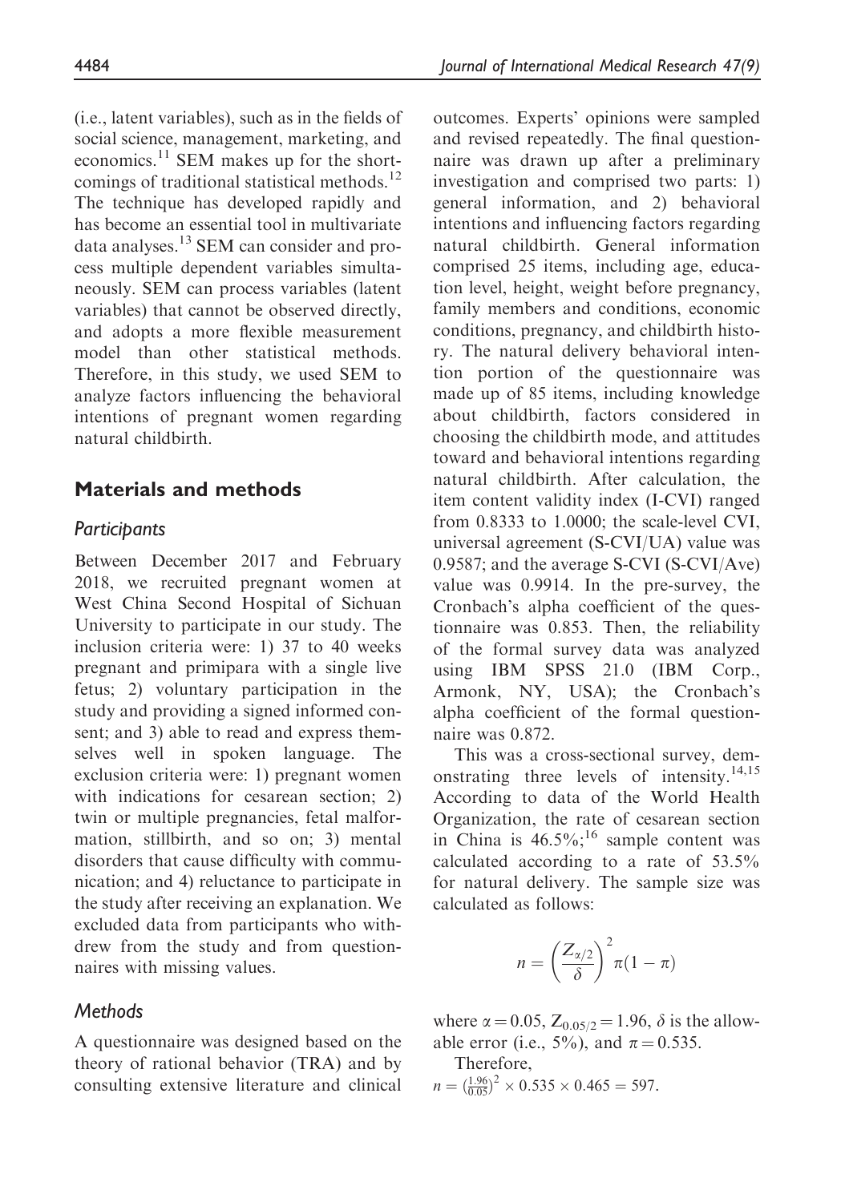(i.e., latent variables), such as in the fields of social science, management, marketing, and economics.[11] SEM makes up for the shortcomings of traditional statistical methods.[12] The technique has developed rapidly and has become an essential tool in multivariate data analyses.[13] SEM can consider and process multiple dependent variables simultaneously. SEM can process variables (latent variables) that cannot be observed directly, and adopts a more flexible measurement model than other statistical methods. Therefore, in this study, we used SEM to analyze factors influencing the behavioral intentions of pregnant women regarding natural childbirth.

## Materials and methods

### *Participants*

Between December 2017 and February 2018, we recruited pregnant women at West China Second Hospital of Sichuan University to participate in our study. The inclusion criteria were: 1) 37 to 40 weeks pregnant and primipara with a single live fetus; 2) voluntary participation in the study and providing a signed informed consent; and 3) able to read and express themselves well in spoken language. The exclusion criteria were: 1) pregnant women with indications for cesarean section; 2) twin or multiple pregnancies, fetal malformation, stillbirth, and so on; 3) mental disorders that cause difficulty with communication; and 4) reluctance to participate in the study after receiving an explanation. We excluded data from participants who withdrew from the study and from questionnaires with missing values.

### *Methods*

A questionnaire was designed based on the theory of rational behavior (TRA) and by consulting extensive literature and clinical outcomes. Experts' opinions were sampled and revised repeatedly. The final questionnaire was drawn up after a preliminary investigation and comprised two parts: 1) general information, and 2) behavioral intentions and influencing factors regarding natural childbirth. General information comprised 25 items, including age, education level, height, weight before pregnancy, family members and conditions, economic conditions, pregnancy, and childbirth history. The natural delivery behavioral intention portion of the questionnaire was made up of 85 items, including knowledge about childbirth, factors considered in choosing the childbirth mode, and attitudes toward and behavioral intentions regarding natural childbirth. After calculation, the item content validity index (I-CVI) ranged from 0.8333 to 1.0000; the scale-level CVI, universal agreement (S-CVI/UA) value was 0.9587; and the average S-CVI (S-CVI/Ave) value was 0.9914. In the pre-survey, the Cronbach's alpha coefficient of the questionnaire was 0.853. Then, the reliability of the formal survey data was analyzed using IBM SPSS 21.0 (IBM Corp., Armonk, NY, USA); the Cronbach's alpha coefficient of the formal questionnaire was 0.872.

This was a cross-sectional survey, demonstrating three levels of intensity.[14,15] According to data of the World Health Organization, the rate of cesarean section in China is 46.5%;[16] sample content was calculated according to a rate of 53.5% for natural delivery. The sample size was calculated as follows:

$$n = \left(\frac{Z_{\alpha/2}}{\delta}\right)^2 \pi(1-\pi)$$

where $\alpha = 0.05$, $Z_{0.05/2} = 1.96$, $\delta$ is the allowable error (i.e., 5%), and $\pi = 0.535$.

Therefore,

$n = \left(\frac{1.96}{0.05}\right)^2 \times 0.535 \times 0.465 = 597.$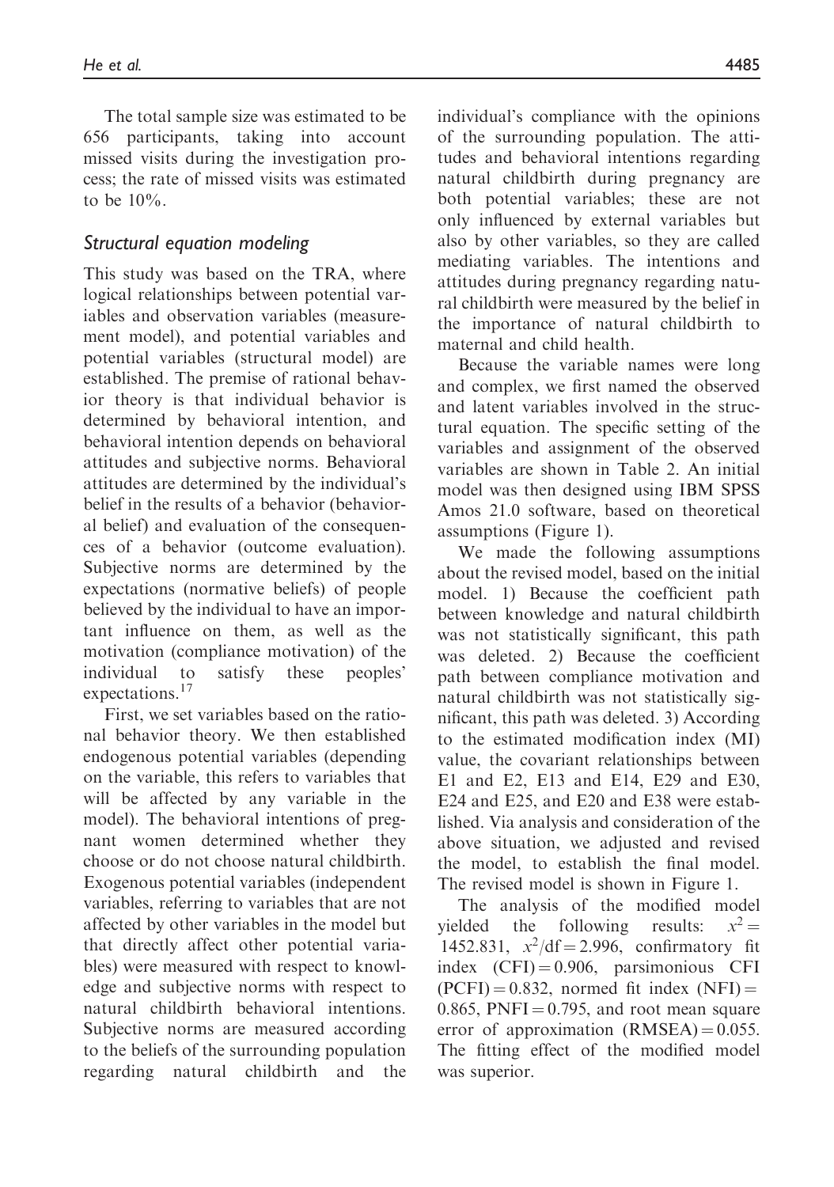The total sample size was estimated to be 656 participants, taking into account missed visits during the investigation process; the rate of missed visits was estimated to be 10%.

### *Structural equation modeling*

This study was based on the TRA, where logical relationships between potential variables and observation variables (measurement model), and potential variables and potential variables (structural model) are established. The premise of rational behavior theory is that individual behavior is determined by behavioral intention, and behavioral intention depends on behavioral attitudes and subjective norms. Behavioral attitudes are determined by the individual's belief in the results of a behavior (behavioral belief) and evaluation of the consequences of a behavior (outcome evaluation). Subjective norms are determined by the expectations (normative beliefs) of people believed by the individual to have an important influence on them, as well as the motivation (compliance motivation) of the individual to satisfy these peoples' expectations.[17]

First, we set variables based on the rational behavior theory. We then established endogenous potential variables (depending on the variable, this refers to variables that will be affected by any variable in the model). The behavioral intentions of pregnant women determined whether they choose or do not choose natural childbirth. Exogenous potential variables (independent variables, referring to variables that are not affected by other variables in the model but that directly affect other potential variables) were measured with respect to knowledge and subjective norms with respect to natural childbirth behavioral intentions. Subjective norms are measured according to the beliefs of the surrounding population regarding natural childbirth and the individual's compliance with the opinions of the surrounding population. The attitudes and behavioral intentions regarding natural childbirth during pregnancy are both potential variables; these are not only influenced by external variables but also by other variables, so they are called mediating variables. The intentions and attitudes during pregnancy regarding natural childbirth were measured by the belief in the importance of natural childbirth to maternal and child health.

Because the variable names were long and complex, we first named the observed and latent variables involved in the structural equation. The specific setting of the variables and assignment of the observed variables are shown in Table 2. An initial model was then designed using IBM SPSS Amos 21.0 software, based on theoretical assumptions (Figure 1).

We made the following assumptions about the revised model, based on the initial model. 1) Because the coefficient path between knowledge and natural childbirth was not statistically significant, this path was deleted. 2) Because the coefficient path between compliance motivation and natural childbirth was not statistically significant, this path was deleted. 3) According to the estimated modification index (MI) value, the covariant relationships between E1 and E2, E13 and E14, E29 and E30, E24 and E25, and E20 and E38 were established. Via analysis and consideration of the above situation, we adjusted and revised the model, to establish the final model. The revised model is shown in Figure 1.

The analysis of the modified model yielded the following results: $x^2 = 1452.831$, $x^2/\text{df} = 2.996$, confirmatory fit index (CFI) = 0.906, parsimonious CFI (PCFI) = 0.832, normed fit index (NFI) = 0.865, PNFI = 0.795, and root mean square error of approximation (RMSEA) = 0.055. The fitting effect of the modified model was superior.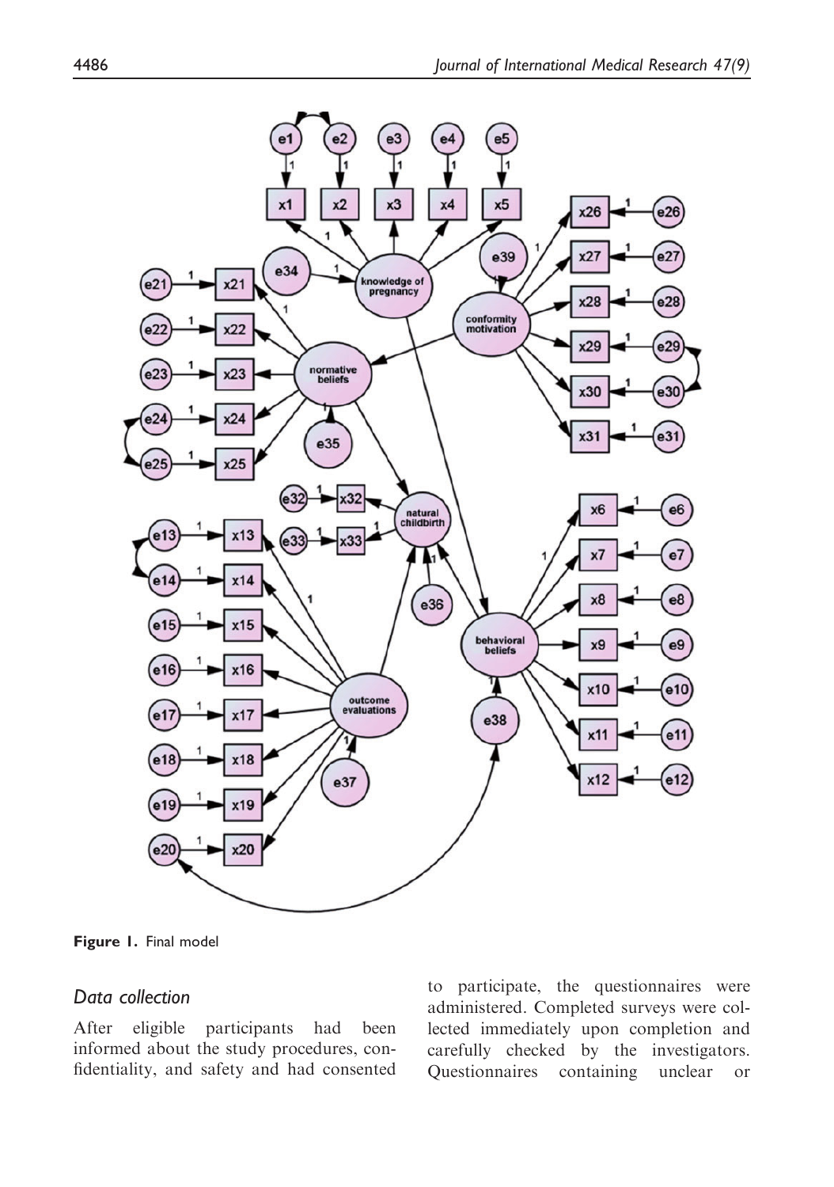**Figure 1.** Final model

### *Data collection*

After eligible participants had been informed about the study procedures, confidentiality, and safety and had consented to participate, the questionnaires were administered. Completed surveys were collected immediately upon completion and carefully checked by the investigators. Questionnaires containing unclear or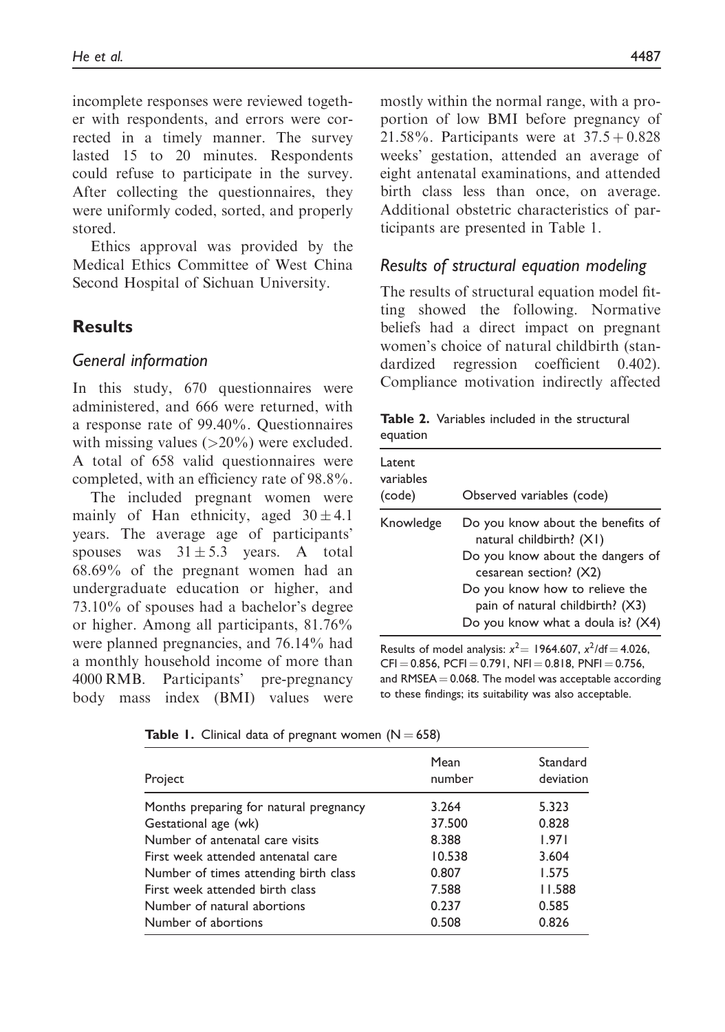incomplete responses were reviewed together with respondents, and errors were corrected in a timely manner. The survey lasted 15 to 20 minutes. Respondents could refuse to participate in the survey. After collecting the questionnaires, they were uniformly coded, sorted, and properly stored.

Ethics approval was provided by the Medical Ethics Committee of West China Second Hospital of Sichuan University.

## Results

### General information

In this study, 670 questionnaires were administered, and 666 were returned, with a response rate of 99.40%. Questionnaires with missing values (>20%) were excluded. A total of 658 valid questionnaires were completed, with an efficiency rate of 98.8%.

The included pregnant women were mainly of Han ethnicity, aged $30 \pm 4.1$ years. The average age of participants' spouses was $31 \pm 5.3$ years. A total 68.69% of the pregnant women had an undergraduate education or higher, and 73.10% of spouses had a bachelor's degree or higher. Among all participants, 81.76% were planned pregnancies, and 76.14% had a monthly household income of more than 4000 RMB. Participants' pre-pregnancy body mass index (BMI) values were mostly within the normal range, with a proportion of low BMI before pregnancy of 21.58%. Participants were at $37.5 + 0.828$ weeks' gestation, attended an average of eight antenatal examinations, and attended birth class less than once, on average. Additional obstetric characteristics of participants are presented in Table 1.

### Results of structural equation modeling

The results of structural equation model fitting showed the following. Normative beliefs had a direct impact on pregnant women's choice of natural childbirth (standardized regression coefficient 0.402). Compliance motivation indirectly affected

**Table 2.** Variables included in the structural equation

| Latent variables (code) | Observed variables (code) |
|---|---|
| Knowledge | Do you know about the benefits of natural childbirth? (X1) |
| | Do you know about the dangers of cesarean section? (X2) |
| | Do you know how to relieve the pain of natural childbirth? (X3) |
| | Do you know what a doula is? (X4) |

Results of model analysis: $x^2 = 1964.607$, $x^2/\text{df} = 4.026$, CFI = 0.856, PCFI = 0.791, NFI = 0.818, PNFI = 0.756, and RMSEA = 0.068. The model was acceptable according to these findings; its suitability was also acceptable.

**Table 1.** Clinical data of pregnant women (N = 658)

| Project | Mean number | Standard deviation |
|---|---|---|
| Months preparing for natural pregnancy | 3.264 | 5.323 |
| Gestational age (wk) | 37.500 | 0.828 |
| Number of antenatal care visits | 8.388 | 1.971 |
| First week attended antenatal care | 10.538 | 3.604 |
| Number of times attending birth class | 0.807 | 1.575 |
| First week attended birth class | 7.588 | 11.588 |
| Number of natural abortions | 0.237 | 0.585 |
| Number of abortions | 0.508 | 0.826 |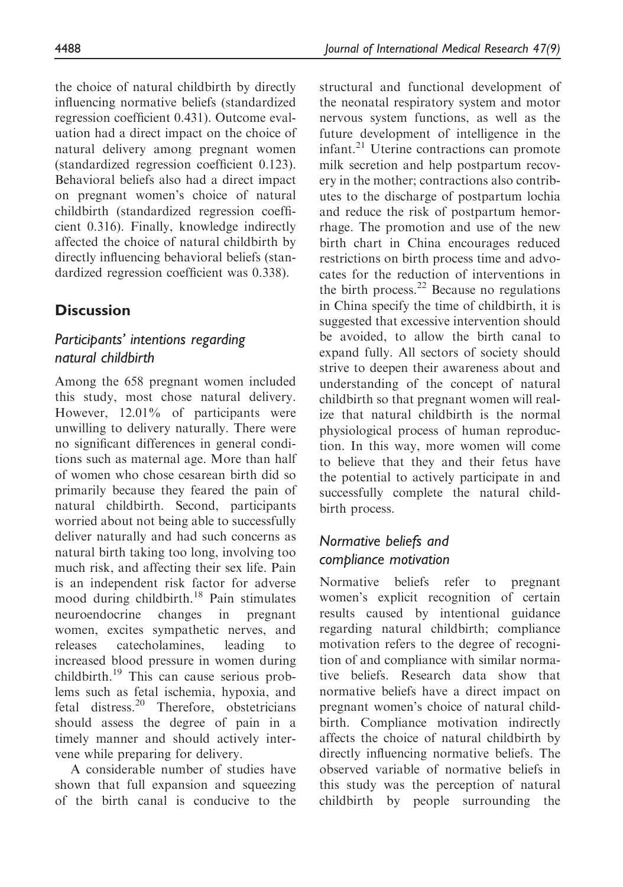the choice of natural childbirth by directly influencing normative beliefs (standardized regression coefficient 0.431). Outcome evaluation had a direct impact on the choice of natural delivery among pregnant women (standardized regression coefficient 0.123). Behavioral beliefs also had a direct impact on pregnant women's choice of natural childbirth (standardized regression coefficient 0.316). Finally, knowledge indirectly affected the choice of natural childbirth by directly influencing behavioral beliefs (standardized regression coefficient was 0.338).

## Discussion

### Participants' intentions regarding natural childbirth

Among the 658 pregnant women included this study, most chose natural delivery. However, 12.01% of participants were unwilling to delivery naturally. There were no significant differences in general conditions such as maternal age. More than half of women who chose cesarean birth did so primarily because they feared the pain of natural childbirth. Second, participants worried about not being able to successfully deliver naturally and had such concerns as natural birth taking too long, involving too much risk, and affecting their sex life. Pain is an independent risk factor for adverse mood during childbirth.[18] Pain stimulates neuroendocrine changes in pregnant women, excites sympathetic nerves, and releases catecholamines, leading to increased blood pressure in women during childbirth.[19] This can cause serious problems such as fetal ischemia, hypoxia, and fetal distress.[20] Therefore, obstetricians should assess the degree of pain in a timely manner and should actively intervene while preparing for delivery.

A considerable number of studies have shown that full expansion and squeezing of the birth canal is conducive to the structural and functional development of the neonatal respiratory system and motor nervous system functions, as well as the future development of intelligence in the infant.[21] Uterine contractions can promote milk secretion and help postpartum recovery in the mother; contractions also contributes to the discharge of postpartum lochia and reduce the risk of postpartum hemorrhage. The promotion and use of the new birth chart in China encourages reduced restrictions on birth process time and advocates for the reduction of interventions in the birth process.[22] Because no regulations in China specify the time of childbirth, it is suggested that excessive intervention should be avoided, to allow the birth canal to expand fully. All sectors of society should strive to deepen their awareness about and understanding of the concept of natural childbirth so that pregnant women will realize that natural childbirth is the normal physiological process of human reproduction. In this way, more women will come to believe that they and their fetus have the potential to actively participate in and successfully complete the natural childbirth process.

### Normative beliefs and compliance motivation

Normative beliefs refer to pregnant women's explicit recognition of certain results caused by intentional guidance regarding natural childbirth; compliance motivation refers to the degree of recognition of and compliance with similar normative beliefs. Research data show that normative beliefs have a direct impact on pregnant women's choice of natural childbirth. Compliance motivation indirectly affects the choice of natural childbirth by directly influencing normative beliefs. The observed variable of normative beliefs in this study was the perception of natural childbirth by people surrounding the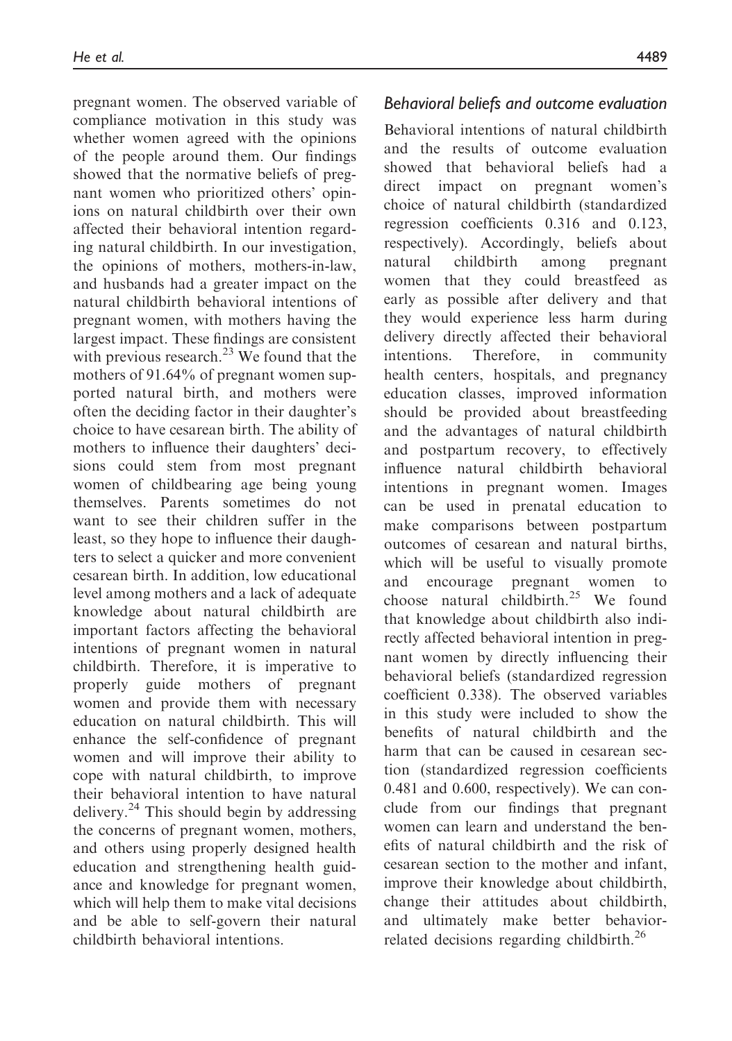pregnant women. The observed variable of compliance motivation in this study was whether women agreed with the opinions of the people around them. Our findings showed that the normative beliefs of pregnant women who prioritized others' opinions on natural childbirth over their own affected their behavioral intention regarding natural childbirth. In our investigation, the opinions of mothers, mothers-in-law, and husbands had a greater impact on the natural childbirth behavioral intentions of pregnant women, with mothers having the largest impact. These findings are consistent with previous research.[23] We found that the mothers of 91.64% of pregnant women supported natural birth, and mothers were often the deciding factor in their daughter's choice to have cesarean birth. The ability of mothers to influence their daughters' decisions could stem from most pregnant women of childbearing age being young themselves. Parents sometimes do not want to see their children suffer in the least, so they hope to influence their daughters to select a quicker and more convenient cesarean birth. In addition, low educational level among mothers and a lack of adequate knowledge about natural childbirth are important factors affecting the behavioral intentions of pregnant women in natural childbirth. Therefore, it is imperative to properly guide mothers of pregnant women and provide them with necessary education on natural childbirth. This will enhance the self-confidence of pregnant women and will improve their ability to cope with natural childbirth, to improve their behavioral intention to have natural delivery.[24] This should begin by addressing the concerns of pregnant women, mothers, and others using properly designed health education and strengthening health guidance and knowledge for pregnant women, which will help them to make vital decisions and be able to self-govern their natural childbirth behavioral intentions.

### *Behavioral beliefs and outcome evaluation*

Behavioral intentions of natural childbirth and the results of outcome evaluation showed that behavioral beliefs had a direct impact on pregnant women's choice of natural childbirth (standardized regression coefficients 0.316 and 0.123, respectively). Accordingly, beliefs about natural childbirth among pregnant women that they could breastfeed as early as possible after delivery and that they would experience less harm during delivery directly affected their behavioral intentions. Therefore, in community health centers, hospitals, and pregnancy education classes, improved information should be provided about breastfeeding and the advantages of natural childbirth and postpartum recovery, to effectively influence natural childbirth behavioral intentions in pregnant women. Images can be used in prenatal education to make comparisons between postpartum outcomes of cesarean and natural births, which will be useful to visually promote and encourage pregnant women to choose natural childbirth.[25] We found that knowledge about childbirth also indirectly affected behavioral intention in pregnant women by directly influencing their behavioral beliefs (standardized regression coefficient 0.338). The observed variables in this study were included to show the benefits of natural childbirth and the harm that can be caused in cesarean section (standardized regression coefficients 0.481 and 0.600, respectively). We can conclude from our findings that pregnant women can learn and understand the benefits of natural childbirth and the risk of cesarean section to the mother and infant, improve their knowledge about childbirth, change their attitudes about childbirth, and ultimately make better behavior-related decisions regarding childbirth.[26]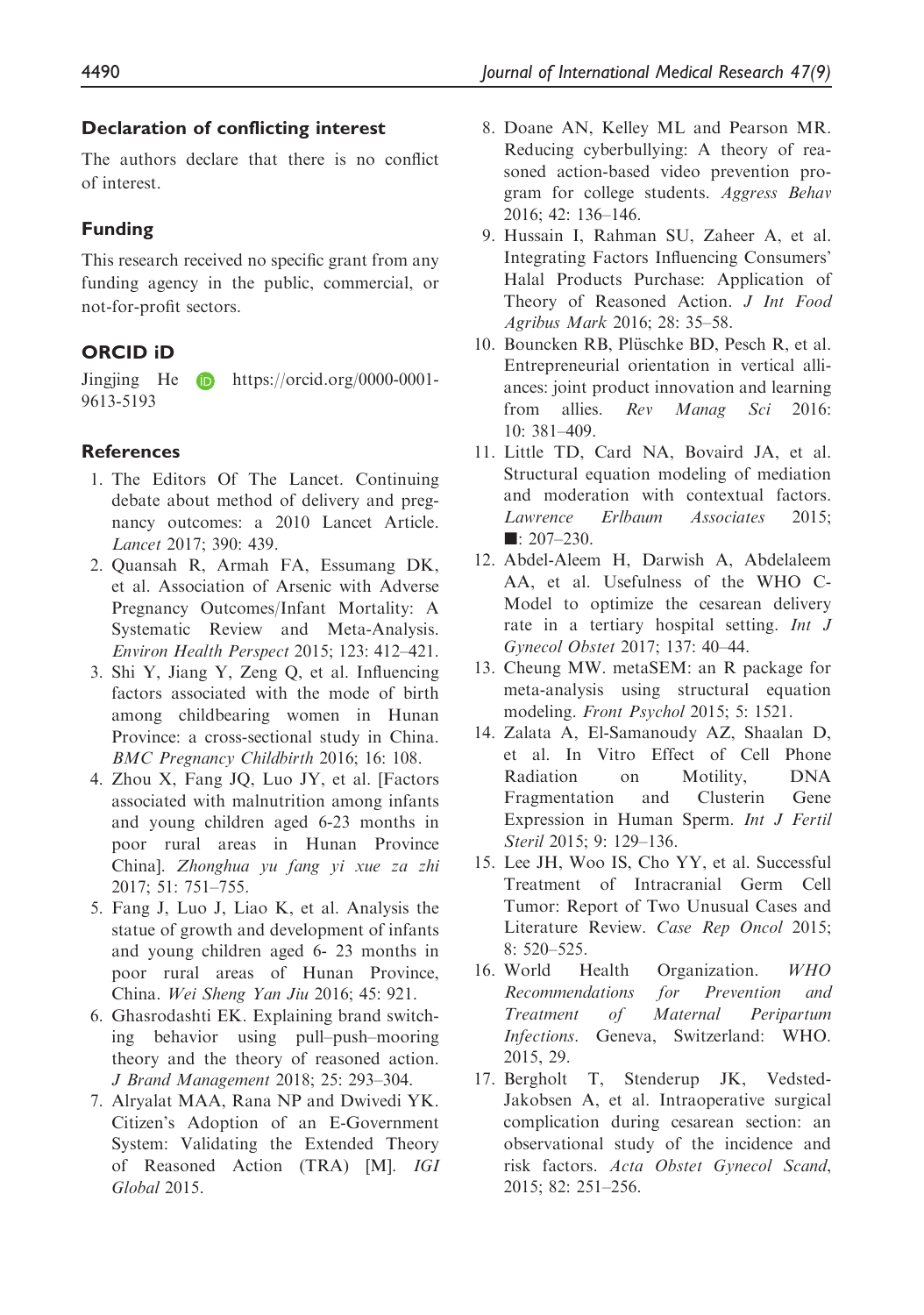## Declaration of conflicting interest

The authors declare that there is no conflict of interest.

## Funding

This research received no specific grant from any funding agency in the public, commercial, or not-for-profit sectors.

## ORCID iD

Jingjing He https://orcid.org/0000-0001-9613-5193

## References

1. The Editors Of The Lancet. Continuing debate about method of delivery and pregnancy outcomes: a 2010 Lancet Article. *Lancet* 2017; 390: 439.
2. Quansah R, Armah FA, Essumang DK, et al. Association of Arsenic with Adverse Pregnancy Outcomes/Infant Mortality: A Systematic Review and Meta-Analysis. *Environ Health Perspect* 2015; 123: 412–421.
3. Shi Y, Jiang Y, Zeng Q, et al. Influencing factors associated with the mode of birth among childbearing women in Hunan Province: a cross-sectional study in China. *BMC Pregnancy Childbirth* 2016; 16: 108.
4. Zhou X, Fang JQ, Luo JY, et al. [Factors associated with malnutrition among infants and young children aged 6-23 months in poor rural areas in Hunan Province China]. *Zhonghua yu fang yi xue za zhi* 2017; 51: 751–755.
5. Fang J, Luo J, Liao K, et al. Analysis the statue of growth and development of infants and young children aged 6- 23 months in poor rural areas of Hunan Province, China. *Wei Sheng Yan Jiu* 2016; 45: 921.
6. Ghasrodashti EK. Explaining brand switching behavior using pull–push–mooring theory and the theory of reasoned action. *J Brand Management* 2018; 25: 293–304.
7. Alryalat MAA, Rana NP and Dwivedi YK. Citizen's Adoption of an E-Government System: Validating the Extended Theory of Reasoned Action (TRA) [M]. *IGI Global* 2015.
8. Doane AN, Kelley ML and Pearson MR. Reducing cyberbullying: A theory of reasoned action-based video prevention program for college students. *Aggress Behav* 2016; 42: 136–146.
9. Hussain I, Rahman SU, Zaheer A, et al. Integrating Factors Influencing Consumers' Halal Products Purchase: Application of Theory of Reasoned Action. *J Int Food Agribus Mark* 2016; 28: 35–58.
10. Bouncken RB, Plüschke BD, Pesch R, et al. Entrepreneurial orientation in vertical alliances: joint product innovation and learning from allies. *Rev Manag Sci* 2016: 10: 381–409.
11. Little TD, Card NA, Bovaird JA, et al. Structural equation modeling of mediation and moderation with contextual factors. *Lawrence Erlbaum Associates* 2015; ■: 207–230.
12. Abdel-Aleem H, Darwish A, Abdelaleem AA, et al. Usefulness of the WHO C-Model to optimize the cesarean delivery rate in a tertiary hospital setting. *Int J Gynecol Obstet* 2017; 137: 40–44.
13. Cheung MW. metaSEM: an R package for meta-analysis using structural equation modeling. *Front Psychol* 2015; 5: 1521.
14. Zalata A, El-Samanoudy AZ, Shaalan D, et al. In Vitro Effect of Cell Phone Radiation on Motility, DNA Fragmentation and Clusterin Gene Expression in Human Sperm. *Int J Fertil Steril* 2015; 9: 129–136.
15. Lee JH, Woo IS, Cho YY, et al. Successful Treatment of Intracranial Germ Cell Tumor: Report of Two Unusual Cases and Literature Review. *Case Rep Oncol* 2015; 8: 520–525.
16. World Health Organization. *WHO Recommendations for Prevention and Treatment of Maternal Peripartum Infections*. Geneva, Switzerland: WHO. 2015, 29.
17. Bergholt T, Stenderup JK, Vedsted-Jakobsen A, et al. Intraoperative surgical complication during cesarean section: an observational study of the incidence and risk factors. *Acta Obstet Gynecol Scand*, 2015; 82: 251–256.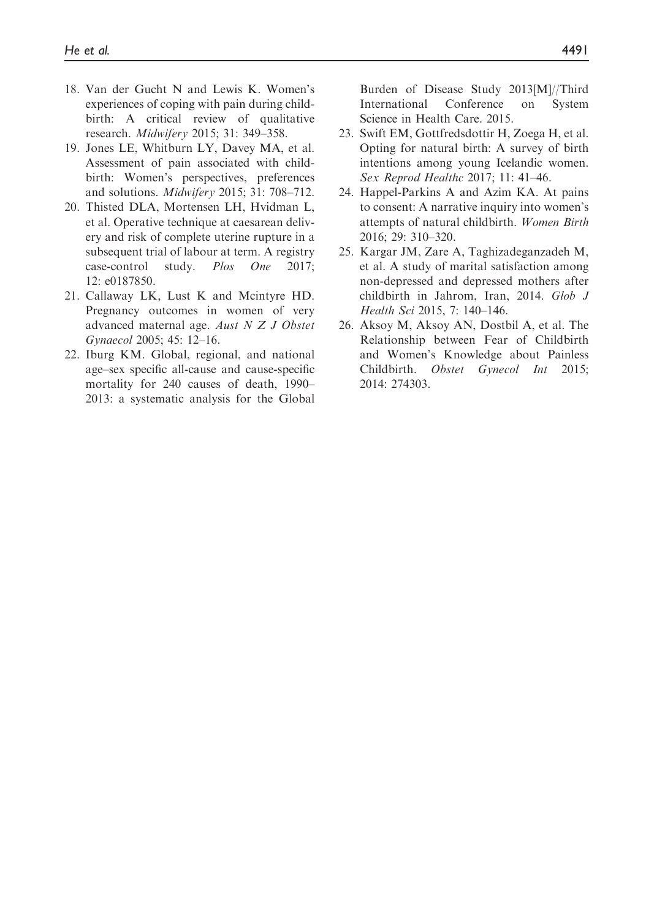18. Van der Gucht N and Lewis K. Women's experiences of coping with pain during childbirth: A critical review of qualitative research. *Midwifery* 2015; 31: 349–358.
19. Jones LE, Whitburn LY, Davey MA, et al. Assessment of pain associated with childbirth: Women's perspectives, preferences and solutions. *Midwifery* 2015; 31: 708–712.
20. Thisted DLA, Mortensen LH, Hvidman L, et al. Operative technique at caesarean delivery and risk of complete uterine rupture in a subsequent trial of labour at term. A registry case-control study. *Plos One* 2017; 12: e0187850.
21. Callaway LK, Lust K and Mcintyre HD. Pregnancy outcomes in women of very advanced maternal age. *Aust N Z J Obstet Gynaecol* 2005; 45: 12–16.
22. Iburg KM. Global, regional, and national age–sex specific all-cause and cause-specific mortality for 240 causes of death, 1990–2013: a systematic analysis for the Global Burden of Disease Study 2013[M]//Third International Conference on System Science in Health Care. 2015.
23. Swift EM, Gottfredsdottir H, Zoega H, et al. Opting for natural birth: A survey of birth intentions among young Icelandic women. *Sex Reprod Healthc* 2017; 11: 41–46.
24. Happel-Parkins A and Azim KA. At pains to consent: A narrative inquiry into women's attempts of natural childbirth. *Women Birth* 2016; 29: 310–320.
25. Kargar JM, Zare A, Taghizadeganzadeh M, et al. A study of marital satisfaction among non-depressed and depressed mothers after childbirth in Jahrom, Iran, 2014. *Glob J Health Sci* 2015, 7: 140–146.
26. Aksoy M, Aksoy AN, Dostbil A, et al. The Relationship between Fear of Childbirth and Women's Knowledge about Painless Childbirth. *Obstet Gynecol Int* 2015; 2014: 274303.